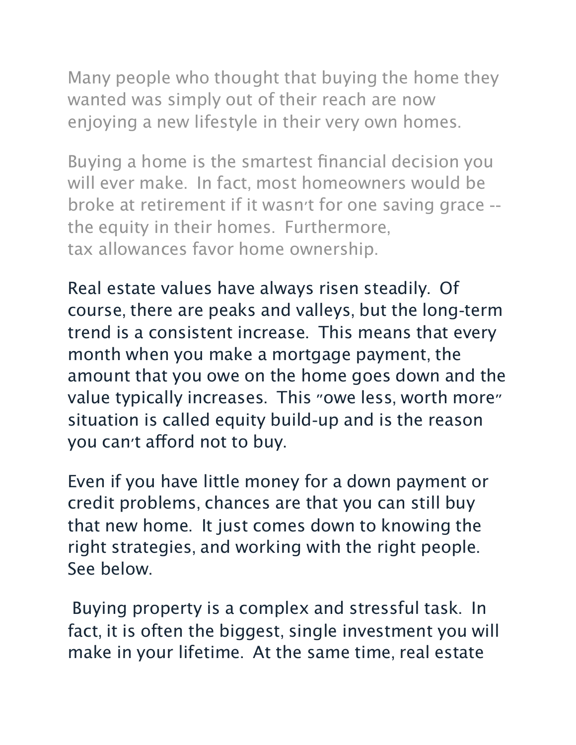Many people who thought that buying the home they wanted was simply out of their reach are now enjoying a new lifestyle in their very own homes.

Buying a home is the smartest financial decision you will ever make. In fact, most homeowners would be broke at retirement if it wasn't for one saving grace -- the equity in their homes. Furthermore, tax allowances favor home ownership.

Real estate values have always risen steadily. Of course, there are peaks and valleys, but the long-term trend is a consistent increase. This means that every month when you make a mortgage payment, the amount that you owe on the home goes down and the value typically increases. This "owe less, worth more" situation is called equity build-up and is the reason you can't afford not to buy.

Even if you have little money for a down payment or credit problems, chances are that you can still buy that new home. It just comes down to knowing the right strategies, and working with the right people. See below.

Buying property is a complex and stressful task. In fact, it is often the biggest, single investment you will make in your lifetime. At the same time, real estate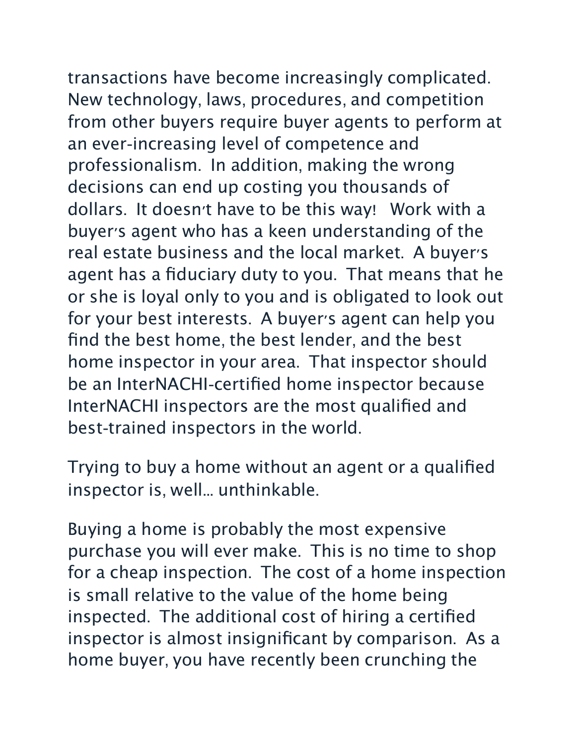transactions have become increasingly complicated. New technology, laws, procedures, and competition from other buyers require buyer agents to perform at an ever-increasing level of competence and professionalism. In addition, making the wrong decisions can end up costing you thousands of dollars. It doesn't have to be this way! Work with a buyer's agent who has a keen understanding of the real estate business and the local market. A buyer's agent has a fiduciary duty to you. That means that he or she is loyal only to you and is obligated to look out for your best interests. A buyer's agent can help you find the best home, the best lender, and the best home inspector in your area. That inspector should be an InterNACHI-certified home inspector because InterNACHI inspectors are the most qualified and best-trained inspectors in the world.

Trying to buy a home without an agent or a qualified inspector is, well... unthinkable.

Buying a home is probably the most expensive purchase you will ever make. This is no time to shop for a cheap inspection. The cost of a home inspection is small relative to the value of the home being inspected. The additional cost of hiring a certified inspector is almost insignificant by comparison. As a home buyer, you have recently been crunching the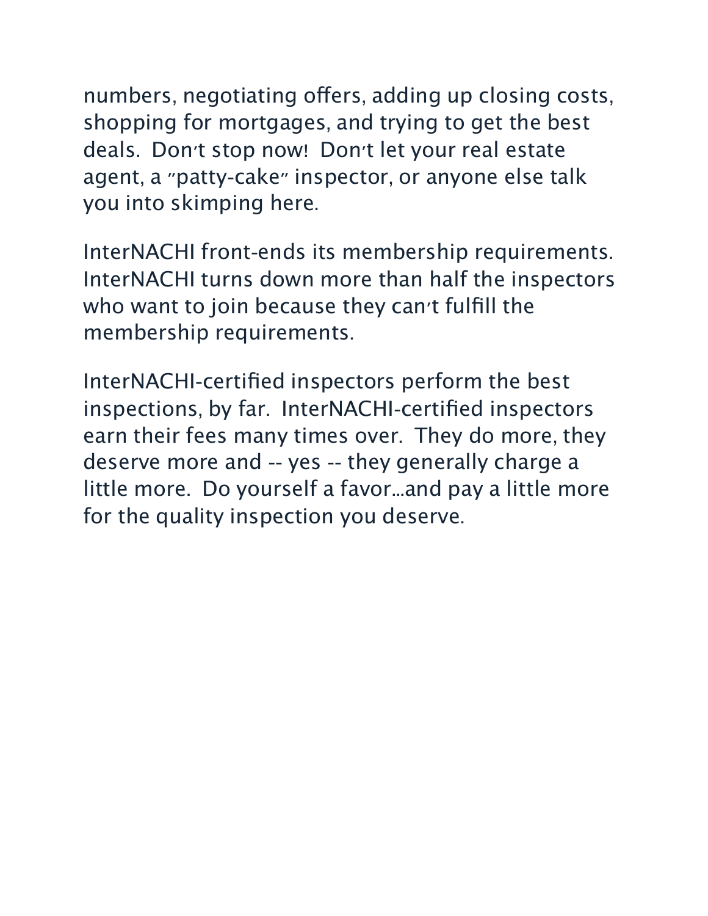numbers, negotiating offers, adding up closing costs, shopping for mortgages, and trying to get the best deals. Don't stop now! Don't let your real estate agent, a "patty-cake" inspector, or anyone else talk you into skimping here.

InterNACHI front-ends its membership requirements. InterNACHI turns down more than half the inspectors who want to join because they can't fulfill the membership requirements.

InterNACHI-certified inspectors perform the best inspections, by far. InterNACHI-certified inspectors earn their fees many times over. They do more, they deserve more and -- yes -- they generally charge a little more. Do yourself a favor...and pay a little more for the quality inspection you deserve.